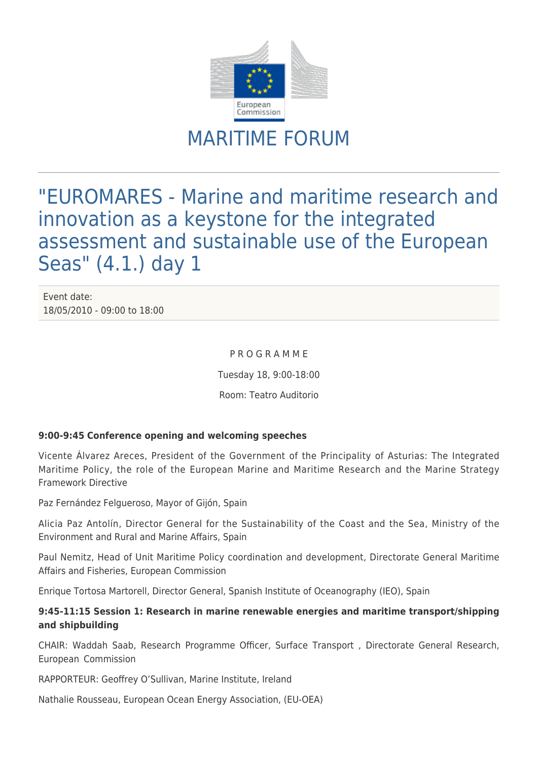# MARITIME FORUM

## "EUROMARES - Marine and maritime research and innovation as a keystone for the integrated assessment and sustainable use of the European Seas" (4.1.) day 1

Event date:
18/05/2010 - 09:00 to 18:00

P R O G R A M M E

Tuesday 18, 9:00-18:00

Room: Teatro Auditorio

**9:00-9:45 Conference opening and welcoming speeches**

Vicente Álvarez Areces, President of the Government of the Principality of Asturias: The Integrated Maritime Policy, the role of the European Marine and Maritime Research and the Marine Strategy Framework Directive

Paz Fernández Felgueroso, Mayor of Gijón, Spain

Alicia Paz Antolín, Director General for the Sustainability of the Coast and the Sea, Ministry of the Environment and Rural and Marine Affairs, Spain

Paul Nemitz, Head of Unit Maritime Policy coordination and development, Directorate General Maritime Affairs and Fisheries, European Commission

Enrique Tortosa Martorell, Director General, Spanish Institute of Oceanography (IEO), Spain

**9:45-11:15 Session 1: Research in marine renewable energies and maritime transport/shipping and shipbuilding**

CHAIR: Waddah Saab, Research Programme Officer, Surface Transport , Directorate General Research, European Commission

RAPPORTEUR: Geoffrey O'Sullivan, Marine Institute, Ireland

Nathalie Rousseau, European Ocean Energy Association, (EU-OEA)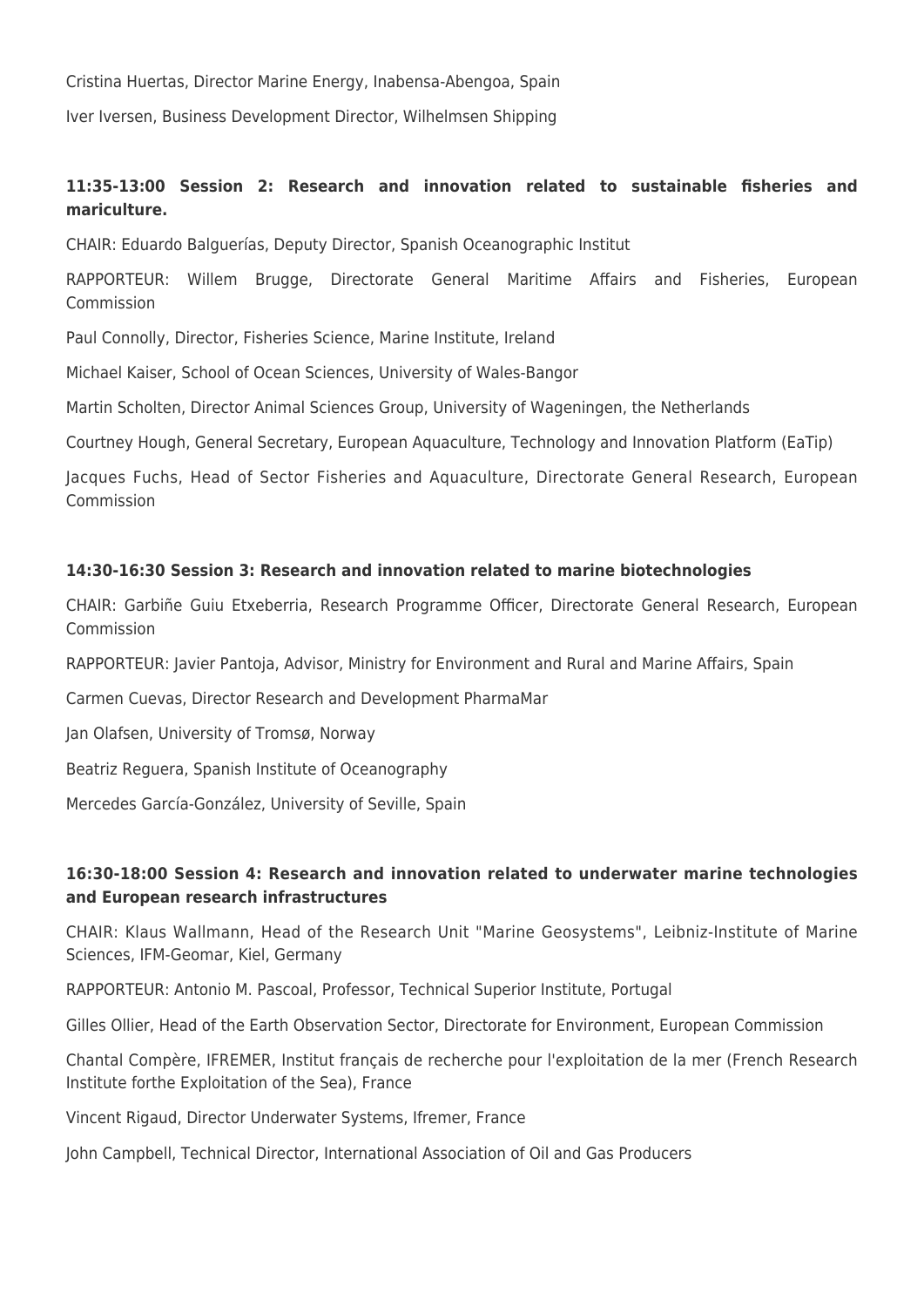Cristina Huertas, Director Marine Energy, Inabensa-Abengoa, Spain

Iver Iversen, Business Development Director, Wilhelmsen Shipping

**11:35-13:00 Session 2: Research and innovation related to sustainable fisheries and mariculture.**

CHAIR: Eduardo Balguerías, Deputy Director, Spanish Oceanographic Institut

RAPPORTEUR: Willem Brugge, Directorate General Maritime Affairs and Fisheries, European Commission

Paul Connolly, Director, Fisheries Science, Marine Institute, Ireland

Michael Kaiser, School of Ocean Sciences, University of Wales-Bangor

Martin Scholten, Director Animal Sciences Group, University of Wageningen, the Netherlands

Courtney Hough, General Secretary, European Aquaculture, Technology and Innovation Platform (EaTip)

Jacques Fuchs, Head of Sector Fisheries and Aquaculture, Directorate General Research, European Commission

**14:30-16:30 Session 3: Research and innovation related to marine biotechnologies**

CHAIR: Garbiñe Guiu Etxeberria, Research Programme Officer, Directorate General Research, European Commission

RAPPORTEUR: Javier Pantoja, Advisor, Ministry for Environment and Rural and Marine Affairs, Spain

Carmen Cuevas, Director Research and Development PharmaMar

Jan Olafsen, University of Tromsø, Norway

Beatriz Reguera, Spanish Institute of Oceanography

Mercedes García-González, University of Seville, Spain

**16:30-18:00 Session 4: Research and innovation related to underwater marine technologies and European research infrastructures**

CHAIR: Klaus Wallmann, Head of the Research Unit "Marine Geosystems", Leibniz-Institute of Marine Sciences, IFM-Geomar, Kiel, Germany

RAPPORTEUR: Antonio M. Pascoal, Professor, Technical Superior Institute, Portugal

Gilles Ollier, Head of the Earth Observation Sector, Directorate for Environment, European Commission

Chantal Compère, IFREMER, Institut français de recherche pour l'exploitation de la mer (French Research Institute forthe Exploitation of the Sea), France

Vincent Rigaud, Director Underwater Systems, Ifremer, France

John Campbell, Technical Director, International Association of Oil and Gas Producers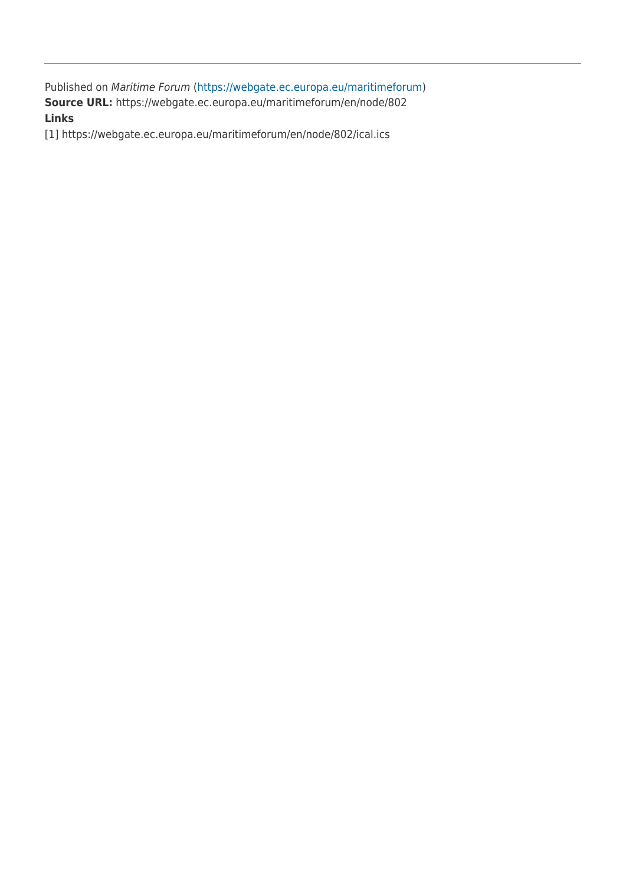Published on *Maritime Forum* (https://webgate.ec.europa.eu/maritimeforum)
**Source URL:** https://webgate.ec.europa.eu/maritimeforum/en/node/802
**Links**
[1] https://webgate.ec.europa.eu/maritimeforum/en/node/802/ical.ics